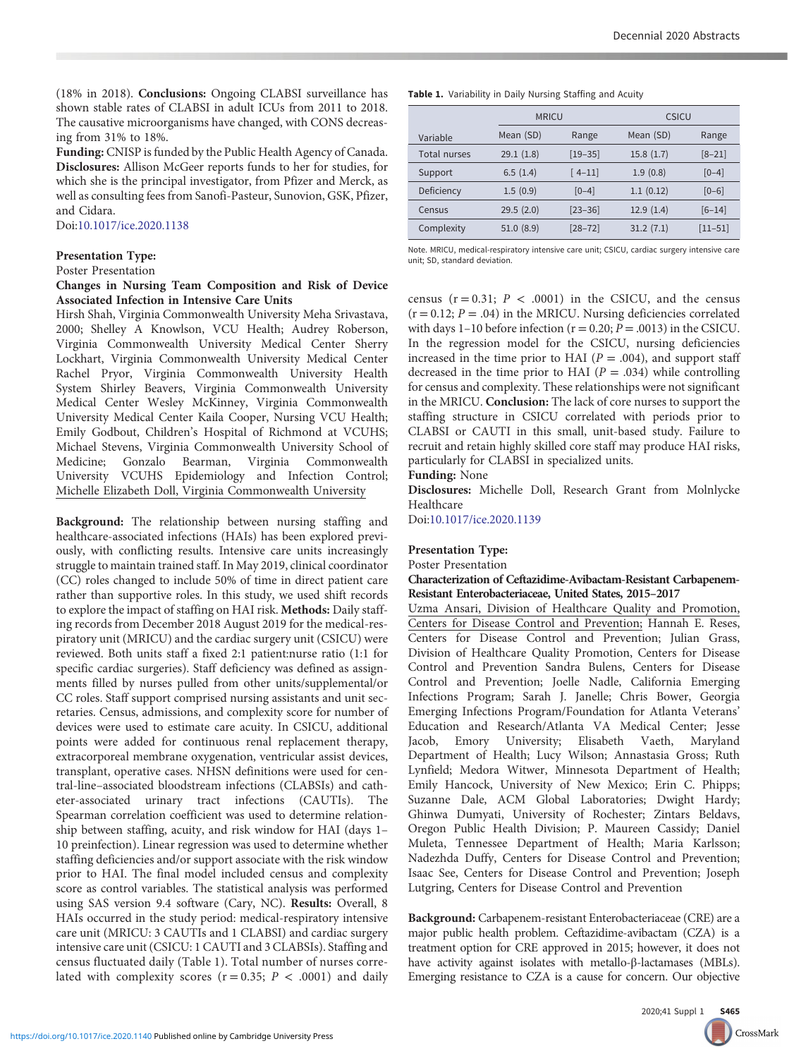(18% in 2018). **Conclusions:** Ongoing CLABSI surveillance has shown stable rates of CLABSI in adult ICUs from 2011 to 2018. The causative microorganisms have changed, with CONS decreasing from 31% to 18%.

**Funding:** CNISP is funded by the Public Health Agency of Canada.

**Disclosures:** Allison McGeer reports funds to her for studies, for which she is the principal investigator, from Pfizer and Merck, as well as consulting fees from Sanofi-Pasteur, Sunovion, GSK, Pfizer, and Cidara.

Doi:10.1017/ice.2020.1138

**Presentation Type:**

Poster Presentation

**Changes in Nursing Team Composition and Risk of Device Associated Infection in Intensive Care Units**

Hirsh Shah, Virginia Commonwealth University Meha Srivastava, 2000; Shelley A Knowlson, VCU Health; Audrey Roberson, Virginia Commonwealth University Medical Center Sherry Lockhart, Virginia Commonwealth University Medical Center Rachel Pryor, Virginia Commonwealth University Health System Shirley Beavers, Virginia Commonwealth University Medical Center Wesley McKinney, Virginia Commonwealth University Medical Center Kaila Cooper, Nursing VCU Health; Emily Godbout, Children's Hospital of Richmond at VCUHS; Michael Stevens, Virginia Commonwealth University School of Medicine; Gonzalo Bearman, Virginia Commonwealth University VCUHS Epidemiology and Infection Control; Michelle Elizabeth Doll, Virginia Commonwealth University

**Background:** The relationship between nursing staffing and healthcare-associated infections (HAIs) has been explored previously, with conflicting results. Intensive care units increasingly struggle to maintain trained staff. In May 2019, clinical coordinator (CC) roles changed to include 50% of time in direct patient care rather than supportive roles. In this study, we used shift records to explore the impact of staffing on HAI risk. **Methods:** Daily staffing records from December 2018 August 2019 for the medical-respiratory unit (MRICU) and the cardiac surgery unit (CSICU) were reviewed. Both units staff a fixed 2:1 patient:nurse ratio (1:1 for specific cardiac surgeries). Staff deficiency was defined as assignments filled by nurses pulled from other units/supplemental/or CC roles. Staff support comprised nursing assistants and unit secretaries. Census, admissions, and complexity score for number of devices were used to estimate care acuity. In CSICU, additional points were added for continuous renal replacement therapy, extracorporeal membrane oxygenation, ventricular assist devices, transplant, operative cases. NHSN definitions were used for central-line–associated bloodstream infections (CLABSIs) and catheter-associated urinary tract infections (CAUTIs). The Spearman correlation coefficient was used to determine relationship between staffing, acuity, and risk window for HAI (days 1–10 preinfection). Linear regression was used to determine whether staffing deficiencies and/or support associate with the risk window prior to HAI. The final model included census and complexity score as control variables. The statistical analysis was performed using SAS version 9.4 software (Cary, NC). **Results:** Overall, 8 HAIs occurred in the study period: medical-respiratory intensive care unit (MRICU: 3 CAUTIs and 1 CLABSI) and cardiac surgery intensive care unit (CSICU: 1 CAUTI and 3 CLABSIs). Staffing and census fluctuated daily (Table 1). Total number of nurses correlated with complexity scores ($r = 0.35$; $P < .0001$) and daily census ($r = 0.31$; $P < .0001$) in the CSICU, and the census ($r = 0.12$; $P = .04$) in the MRICU. Nursing deficiencies correlated with days 1–10 before infection ($r = 0.20$; $P = .0013$) in the CSICU. In the regression model for the CSICU, nursing deficiencies increased in the time prior to HAI ($P = .004$), and support staff decreased in the time prior to HAI ($P = .034$) while controlling for census and complexity. These relationships were not significant in the MRICU. **Conclusion:** The lack of core nurses to support the staffing structure in CSICU correlated with periods prior to CLABSI or CAUTI in this small, unit-based study. Failure to recruit and retain highly skilled core staff may produce HAI risks, particularly for CLABSI in specialized units.

**Table 1.** Variability in Daily Nursing Staffing and Acuity

| | MRICU | | CSICU | |
|---|---|---|---|---|
| Variable | Mean (SD) | Range | Mean (SD) | Range |
| Total nurses | 29.1 (1.8) | [19–35] | 15.8 (1.7) | [8–21] |
| Support | 6.5 (1.4) | [ 4–11] | 1.9 (0.8) | [0–4] |
| Deficiency | 1.5 (0.9) | [0–4] | 1.1 (0.12) | [0–6] |
| Census | 29.5 (2.0) | [23–36] | 12.9 (1.4) | [6–14] |
| Complexity | 51.0 (8.9) | [28–72] | 31.2 (7.1) | [11–51] |

Note. MRICU, medical-respiratory intensive care unit; CSICU, cardiac surgery intensive care unit; SD, standard deviation.

**Funding:** None

**Disclosures:** Michelle Doll, Research Grant from Molnlycke Healthcare

Doi:10.1017/ice.2020.1139

**Presentation Type:**

Poster Presentation

**Characterization of Ceftazidime-Avibactam-Resistant Carbapenem-Resistant Enterobacteriaceae, United States, 2015–2017**

Uzma Ansari, Division of Healthcare Quality and Promotion, Centers for Disease Control and Prevention; Hannah E. Reses, Centers for Disease Control and Prevention; Julian Grass, Division of Healthcare Quality Promotion, Centers for Disease Control and Prevention Sandra Bulens, Centers for Disease Control and Prevention; Joelle Nadle, California Emerging Infections Program; Sarah J. Janelle; Chris Bower, Georgia Emerging Infections Program/Foundation for Atlanta Veterans' Education and Research/Atlanta VA Medical Center; Jesse Jacob, Emory University; Elisabeth Vaeth, Maryland Department of Health; Lucy Wilson; Annastasia Gross; Ruth Lynfield; Medora Witwer, Minnesota Department of Health; Emily Hancock, University of New Mexico; Erin C. Phipps; Suzanne Dale, ACM Global Laboratories; Dwight Hardy; Ghinwa Dumyati, University of Rochester; Zintars Beldavs, Oregon Public Health Division; P. Maureen Cassidy; Daniel Muleta, Tennessee Department of Health; Maria Karlsson; Nadezhda Duffy, Centers for Disease Control and Prevention; Isaac See, Centers for Disease Control and Prevention; Joseph Lutgring, Centers for Disease Control and Prevention

**Background:** Carbapenem-resistant Enterobacteriaceae (CRE) are a major public health problem. Ceftazidime-avibactam (CZA) is a treatment option for CRE approved in 2015; however, it does not have activity against isolates with metallo-β-lactamases (MBLs). Emerging resistance to CZA is a cause for concern. Our objective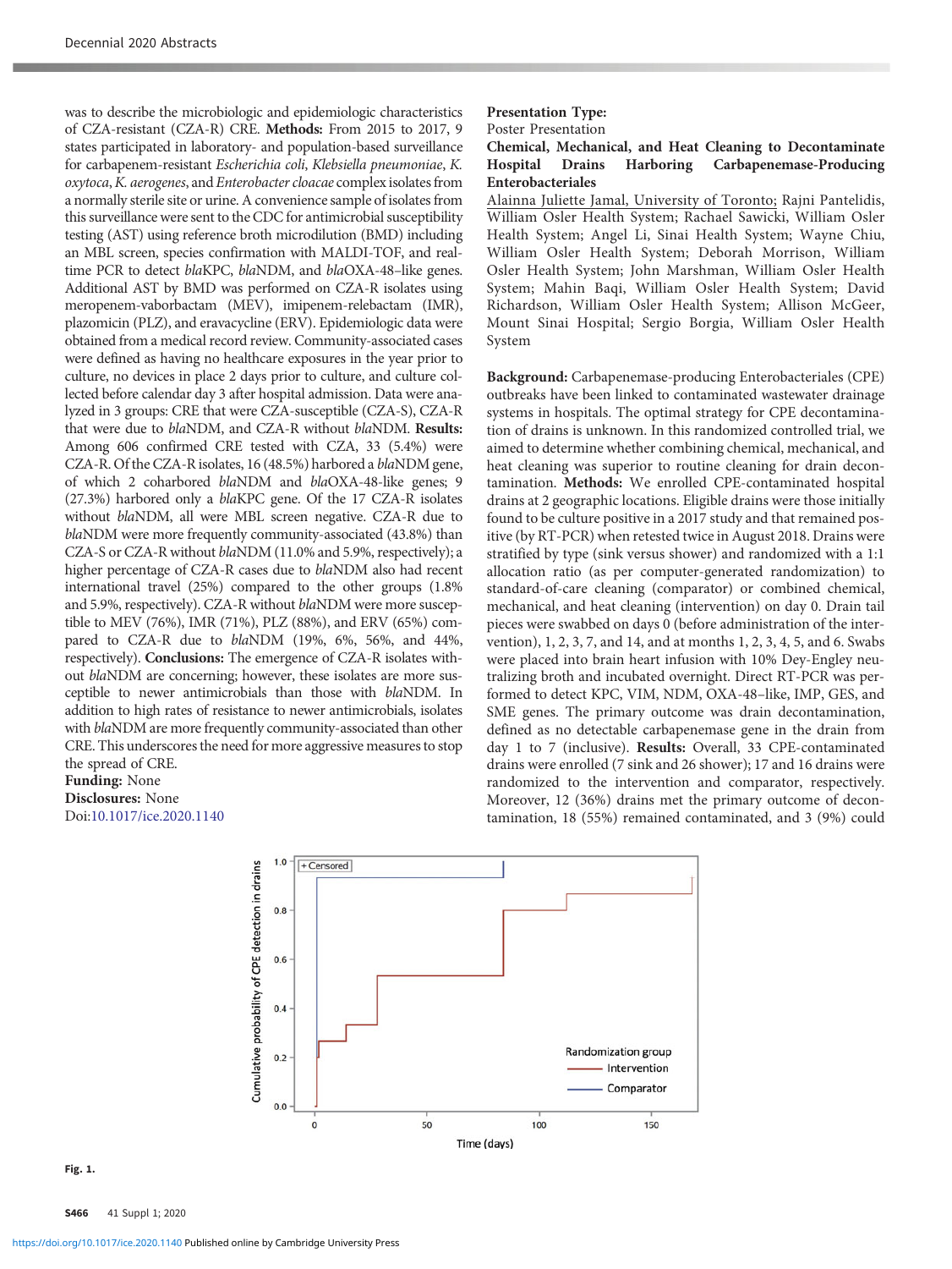was to describe the microbiologic and epidemiologic characteristics of CZA-resistant (CZA-R) CRE. **Methods:** From 2015 to 2017, 9 states participated in laboratory- and population-based surveillance for carbapenem-resistant *Escherichia coli*, *Klebsiella pneumoniae*, *K. oxytoca*, *K. aerogenes*, and *Enterobacter cloacae* complex isolates from a normally sterile site or urine. A convenience sample of isolates from this surveillance were sent to the CDC for antimicrobial susceptibility testing (AST) using reference broth microdilution (BMD) including an MBL screen, species confirmation with MALDI-TOF, and real-time PCR to detect *bla*KPC, *bla*NDM, and *bla*OXA-48–like genes. Additional AST by BMD was performed on CZA-R isolates using meropenem-vaborbactam (MEV), imipenem-relebactam (IMR), plazomicin (PLZ), and eravacycline (ERV). Epidemiologic data were obtained from a medical record review. Community-associated cases were defined as having no healthcare exposures in the year prior to culture, no devices in place 2 days prior to culture, and culture collected before calendar day 3 after hospital admission. Data were analyzed in 3 groups: CRE that were CZA-susceptible (CZA-S), CZA-R that were due to *bla*NDM, and CZA-R without *bla*NDM. **Results:** Among 606 confirmed CRE tested with CZA, 33 (5.4%) were CZA-R. Of the CZA-R isolates, 16 (48.5%) harbored a *bla*NDM gene, of which 2 coharbored *bla*NDM and *bla*OXA-48-like genes; 9 (27.3%) harbored only a *bla*KPC gene. Of the 17 CZA-R isolates without *bla*NDM, all were MBL screen negative. CZA-R due to *bla*NDM were more frequently community-associated (43.8%) than CZA-S or CZA-R without *bla*NDM (11.0% and 5.9%, respectively); a higher percentage of CZA-R cases due to *bla*NDM also had recent international travel (25%) compared to the other groups (1.8% and 5.9%, respectively). CZA-R without *bla*NDM were more susceptible to MEV (76%), IMR (71%), PLZ (88%), and ERV (65%) compared to CZA-R due to *bla*NDM (19%, 6%, 56%, and 44%, respectively). **Conclusions:** The emergence of CZA-R isolates without *bla*NDM are concerning; however, these isolates are more susceptible to newer antimicrobials than those with *bla*NDM. In addition to high rates of resistance to newer antimicrobials, isolates with *bla*NDM are more frequently community-associated than other CRE. This underscores the need for more aggressive measures to stop the spread of CRE.

**Funding:** None

**Disclosures:** None

Doi:10.1017/ice.2020.1140

**Presentation Type:**

Poster Presentation

**Chemical, Mechanical, and Heat Cleaning to Decontaminate Hospital Drains Harboring Carbapenemase-Producing Enterobacteriales**

Alainna Juliette Jamal, University of Toronto; Rajni Pantelidis, William Osler Health System; Rachael Sawicki, William Osler Health System; Angel Li, Sinai Health System; Wayne Chiu, William Osler Health System; Deborah Morrison, William Osler Health System; John Marshman, William Osler Health System; Mahin Baqi, William Osler Health System; David Richardson, William Osler Health System; Allison McGeer, Mount Sinai Hospital; Sergio Borgia, William Osler Health System

**Background:** Carbapenemase-producing Enterobacteriales (CPE) outbreaks have been linked to contaminated wastewater drainage systems in hospitals. The optimal strategy for CPE decontamination of drains is unknown. In this randomized controlled trial, we aimed to determine whether combining chemical, mechanical, and heat cleaning was superior to routine cleaning for drain decontamination. **Methods:** We enrolled CPE-contaminated hospital drains at 2 geographic locations. Eligible drains were those initially found to be culture positive in a 2017 study and that remained positive (by RT-PCR) when retested twice in August 2018. Drains were stratified by type (sink versus shower) and randomized with a 1:1 allocation ratio (as per computer-generated randomization) to standard-of-care cleaning (comparator) or combined chemical, mechanical, and heat cleaning (intervention) on day 0. Drain tail pieces were swabbed on days 0 (before administration of the intervention), 1, 2, 3, 7, and 14, and at months 1, 2, 3, 4, 5, and 6. Swabs were placed into brain heart infusion with 10% Dey-Engley neutralizing broth and incubated overnight. Direct RT-PCR was performed to detect KPC, VIM, NDM, OXA-48–like, IMP, GES, and SME genes. The primary outcome was drain decontamination, defined as no detectable carbapenemase gene in the drain from day 1 to 7 (inclusive). **Results:** Overall, 33 CPE-contaminated drains were enrolled (7 sink and 26 shower); 17 and 16 drains were randomized to the intervention and comparator, respectively. Moreover, 12 (36%) drains met the primary outcome of decontamination, 18 (55%) remained contaminated, and 3 (9%) could

+ Censored

Cumulative probability of CPE detection in drains

1.0
0.8
0.6
0.4
0.2
0.0

0
50
100
150

Time (days)

Randomization group
Intervention
Comparator

**Fig. 1.**